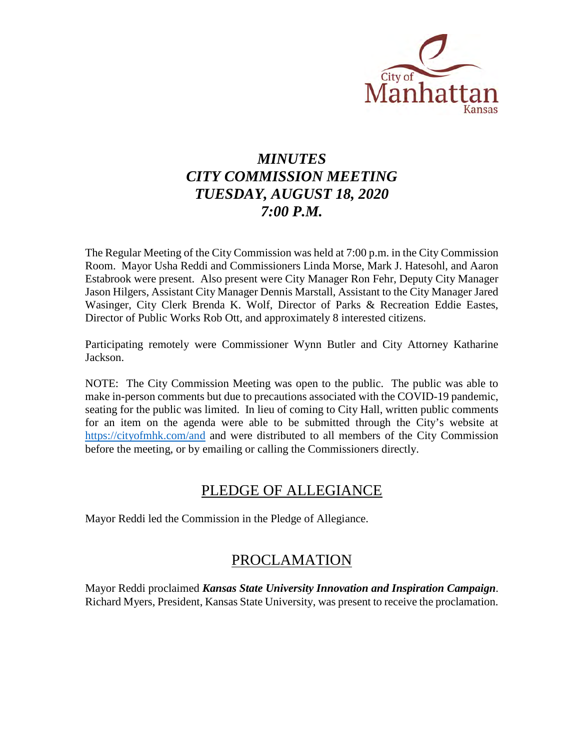City of Manhattan Kansas

# *MINUTES*
# *CITY COMMISSION MEETING*
# *TUESDAY, AUGUST 18, 2020*
# *7:00 P.M.*

The Regular Meeting of the City Commission was held at 7:00 p.m. in the City Commission Room. Mayor Usha Reddi and Commissioners Linda Morse, Mark J. Hatesohl, and Aaron Estabrook were present. Also present were City Manager Ron Fehr, Deputy City Manager Jason Hilgers, Assistant City Manager Dennis Marstall, Assistant to the City Manager Jared Wasinger, City Clerk Brenda K. Wolf, Director of Parks & Recreation Eddie Eastes, Director of Public Works Rob Ott, and approximately 8 interested citizens.

Participating remotely were Commissioner Wynn Butler and City Attorney Katharine Jackson.

NOTE: The City Commission Meeting was open to the public. The public was able to make in-person comments but due to precautions associated with the COVID-19 pandemic, seating for the public was limited. In lieu of coming to City Hall, written public comments for an item on the agenda were able to be submitted through the City's website at https://cityofmhk.com/and and were distributed to all members of the City Commission before the meeting, or by emailing or calling the Commissioners directly.

## PLEDGE OF ALLEGIANCE

Mayor Reddi led the Commission in the Pledge of Allegiance.

## PROCLAMATION

Mayor Reddi proclaimed ***Kansas State University Innovation and Inspiration Campaign***. Richard Myers, President, Kansas State University, was present to receive the proclamation.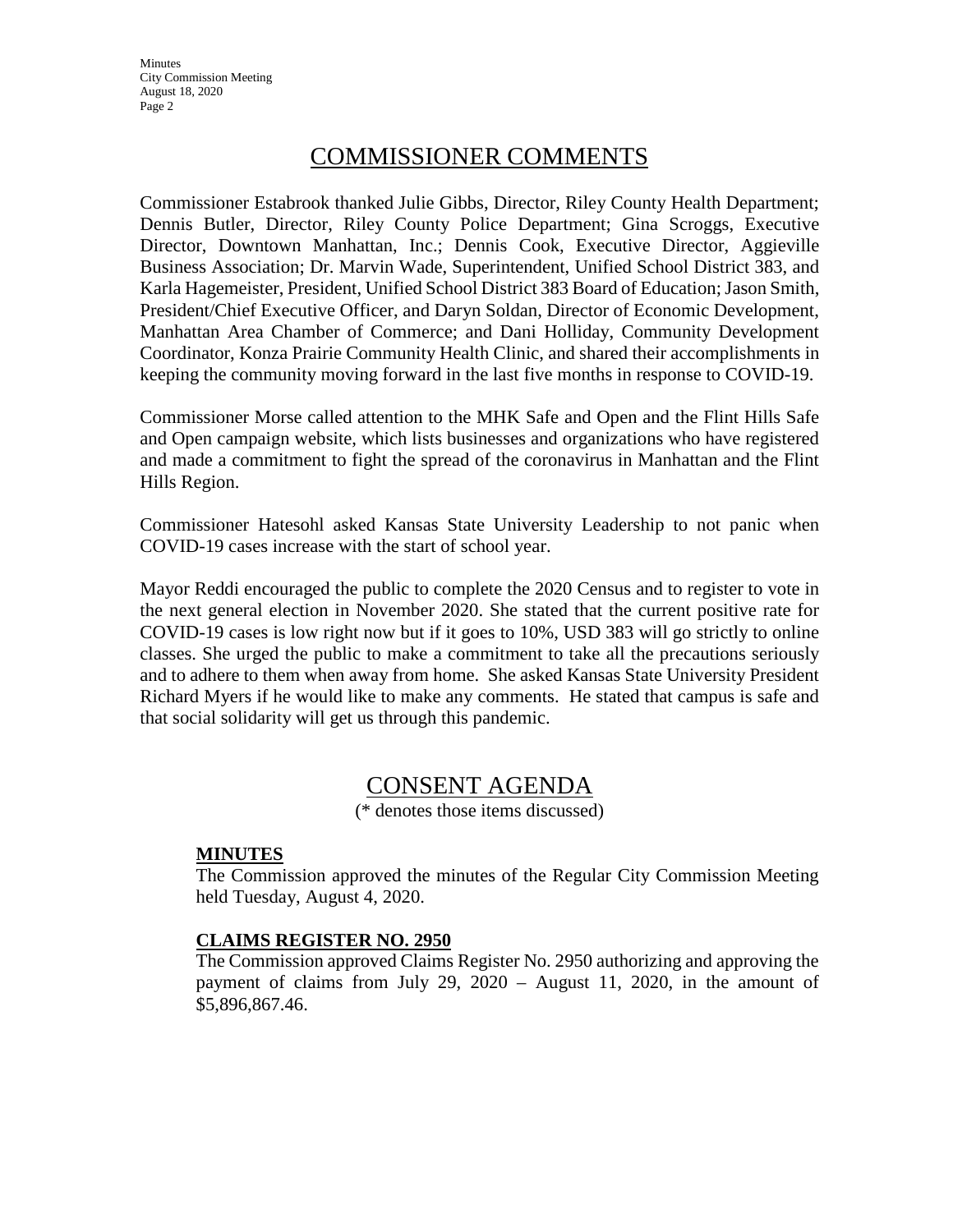## COMMISSIONER COMMENTS

Commissioner Estabrook thanked Julie Gibbs, Director, Riley County Health Department; Dennis Butler, Director, Riley County Police Department; Gina Scroggs, Executive Director, Downtown Manhattan, Inc.; Dennis Cook, Executive Director, Aggieville Business Association; Dr. Marvin Wade, Superintendent, Unified School District 383, and Karla Hagemeister, President, Unified School District 383 Board of Education; Jason Smith, President/Chief Executive Officer, and Daryn Soldan, Director of Economic Development, Manhattan Area Chamber of Commerce; and Dani Holliday, Community Development Coordinator, Konza Prairie Community Health Clinic, and shared their accomplishments in keeping the community moving forward in the last five months in response to COVID-19.

Commissioner Morse called attention to the MHK Safe and Open and the Flint Hills Safe and Open campaign website, which lists businesses and organizations who have registered and made a commitment to fight the spread of the coronavirus in Manhattan and the Flint Hills Region.

Commissioner Hatesohl asked Kansas State University Leadership to not panic when COVID-19 cases increase with the start of school year.

Mayor Reddi encouraged the public to complete the 2020 Census and to register to vote in the next general election in November 2020. She stated that the current positive rate for COVID-19 cases is low right now but if it goes to 10%, USD 383 will go strictly to online classes. She urged the public to make a commitment to take all the precautions seriously and to adhere to them when away from home. She asked Kansas State University President Richard Myers if he would like to make any comments. He stated that campus is safe and that social solidarity will get us through this pandemic.

## CONSENT AGENDA

(* denotes those items discussed)

**MINUTES**

The Commission approved the minutes of the Regular City Commission Meeting held Tuesday, August 4, 2020.

**CLAIMS REGISTER NO. 2950**

The Commission approved Claims Register No. 2950 authorizing and approving the payment of claims from July 29, 2020 – August 11, 2020, in the amount of $5,896,867.46.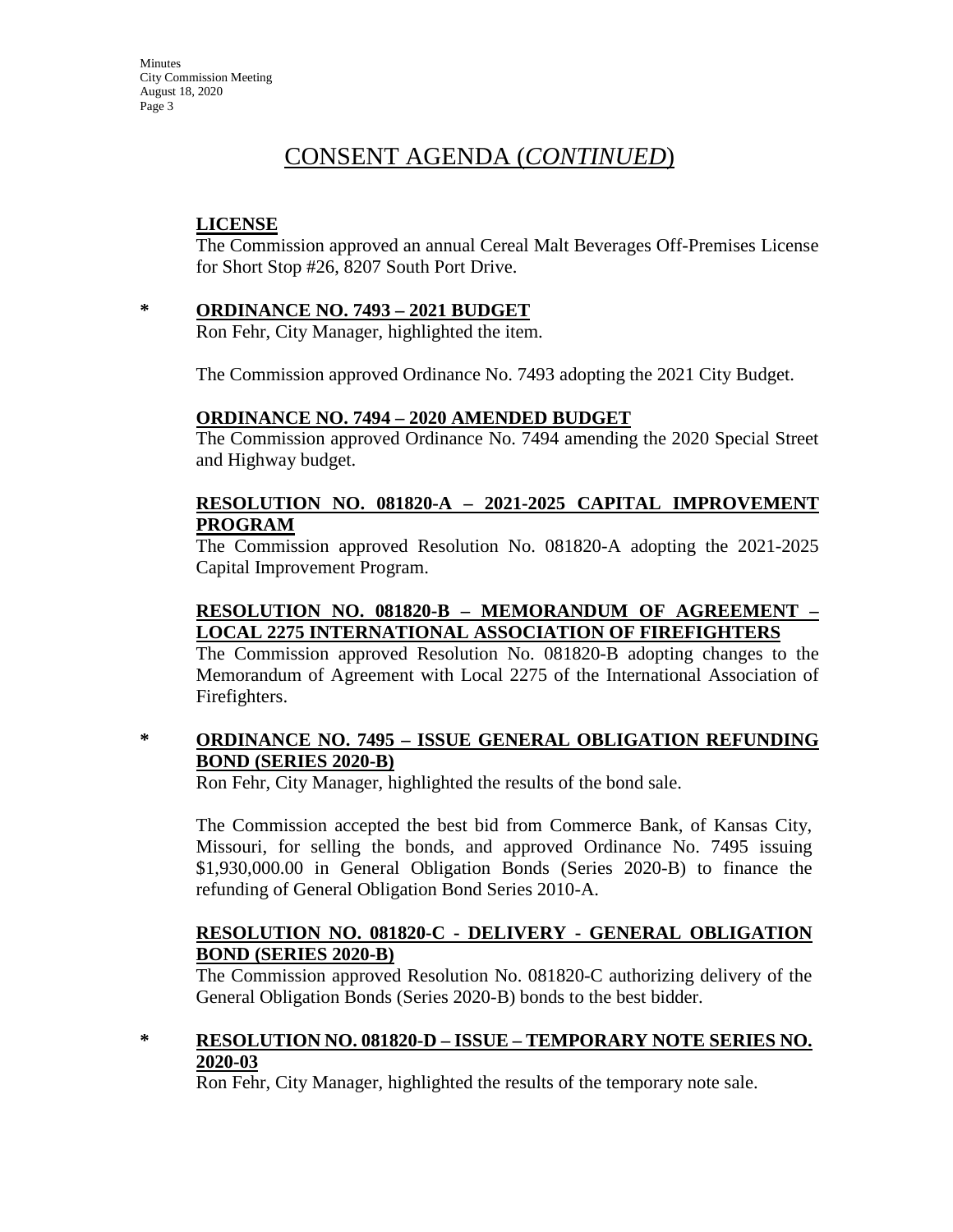# CONSENT AGENDA (*CONTINUED*)

**LICENSE**

The Commission approved an annual Cereal Malt Beverages Off-Premises License for Short Stop #26, 8207 South Port Drive.

\* **ORDINANCE NO. 7493 – 2021 BUDGET**

Ron Fehr, City Manager, highlighted the item.

The Commission approved Ordinance No. 7493 adopting the 2021 City Budget.

**ORDINANCE NO. 7494 – 2020 AMENDED BUDGET**

The Commission approved Ordinance No. 7494 amending the 2020 Special Street and Highway budget.

**RESOLUTION NO. 081820-A – 2021-2025 CAPITAL IMPROVEMENT PROGRAM**

The Commission approved Resolution No. 081820-A adopting the 2021-2025 Capital Improvement Program.

**RESOLUTION NO. 081820-B – MEMORANDUM OF AGREEMENT – LOCAL 2275 INTERNATIONAL ASSOCIATION OF FIREFIGHTERS**

The Commission approved Resolution No. 081820-B adopting changes to the Memorandum of Agreement with Local 2275 of the International Association of Firefighters.

\* **ORDINANCE NO. 7495 – ISSUE GENERAL OBLIGATION REFUNDING BOND (SERIES 2020-B)**

Ron Fehr, City Manager, highlighted the results of the bond sale.

The Commission accepted the best bid from Commerce Bank, of Kansas City, Missouri, for selling the bonds, and approved Ordinance No. 7495 issuing $1,930,000.00 in General Obligation Bonds (Series 2020-B) to finance the refunding of General Obligation Bond Series 2010-A.

**RESOLUTION NO. 081820-C - DELIVERY - GENERAL OBLIGATION BOND (SERIES 2020-B)**

The Commission approved Resolution No. 081820-C authorizing delivery of the General Obligation Bonds (Series 2020-B) bonds to the best bidder.

\* **RESOLUTION NO. 081820-D – ISSUE – TEMPORARY NOTE SERIES NO. 2020-03**

Ron Fehr, City Manager, highlighted the results of the temporary note sale.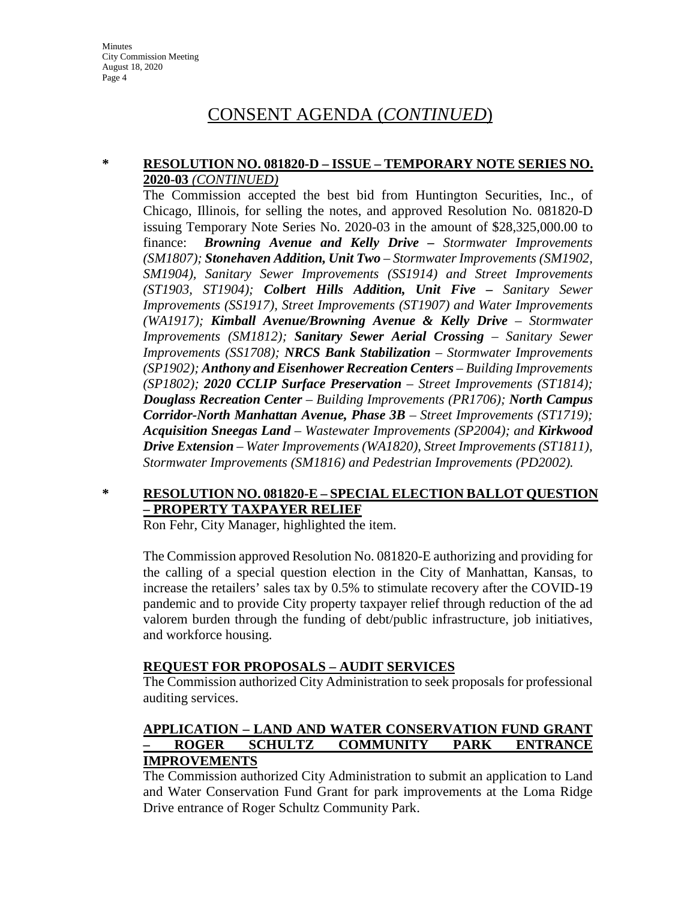## CONSENT AGENDA (*CONTINUED*)

\* **RESOLUTION NO. 081820-D – ISSUE – TEMPORARY NOTE SERIES NO. 2020-03** *(CONTINUED)*

The Commission accepted the best bid from Huntington Securities, Inc., of Chicago, Illinois, for selling the notes, and approved Resolution No. 081820-D issuing Temporary Note Series No. 2020-03 in the amount of $28,325,000.00 to finance: ***Browning Avenue and Kelly Drive –*** *Stormwater Improvements (SM1807);* ***Stonehaven Addition, Unit Two*** *– Stormwater Improvements (SM1902, SM1904), Sanitary Sewer Improvements (SS1914) and Street Improvements (ST1903, ST1904);* ***Colbert Hills Addition, Unit Five –*** *Sanitary Sewer Improvements (SS1917), Street Improvements (ST1907) and Water Improvements (WA1917);* ***Kimball Avenue/Browning Avenue & Kelly Drive*** *– Stormwater Improvements (SM1812);* ***Sanitary Sewer Aerial Crossing*** *– Sanitary Sewer Improvements (SS1708);* ***NRCS Bank Stabilization*** *– Stormwater Improvements (SP1902);* ***Anthony and Eisenhower Recreation Centers*** *– Building Improvements (SP1802);* ***2020 CCLIP Surface Preservation*** *– Street Improvements (ST1814);* ***Douglass Recreation Center*** *– Building Improvements (PR1706);* ***North Campus Corridor-North Manhattan Avenue, Phase 3B*** *– Street Improvements (ST1719);* ***Acquisition Sneegas Land*** *– Wastewater Improvements (SP2004); and* ***Kirkwood Drive Extension*** *– Water Improvements (WA1820), Street Improvements (ST1811), Stormwater Improvements (SM1816) and Pedestrian Improvements (PD2002).*

\* **RESOLUTION NO. 081820-E – SPECIAL ELECTION BALLOT QUESTION – PROPERTY TAXPAYER RELIEF**

Ron Fehr, City Manager, highlighted the item.

The Commission approved Resolution No. 081820-E authorizing and providing for the calling of a special question election in the City of Manhattan, Kansas, to increase the retailers' sales tax by 0.5% to stimulate recovery after the COVID-19 pandemic and to provide City property taxpayer relief through reduction of the ad valorem burden through the funding of debt/public infrastructure, job initiatives, and workforce housing.

**REQUEST FOR PROPOSALS – AUDIT SERVICES**

The Commission authorized City Administration to seek proposals for professional auditing services.

**APPLICATION – LAND AND WATER CONSERVATION FUND GRANT – ROGER SCHULTZ COMMUNITY PARK ENTRANCE IMPROVEMENTS**

The Commission authorized City Administration to submit an application to Land and Water Conservation Fund Grant for park improvements at the Loma Ridge Drive entrance of Roger Schultz Community Park.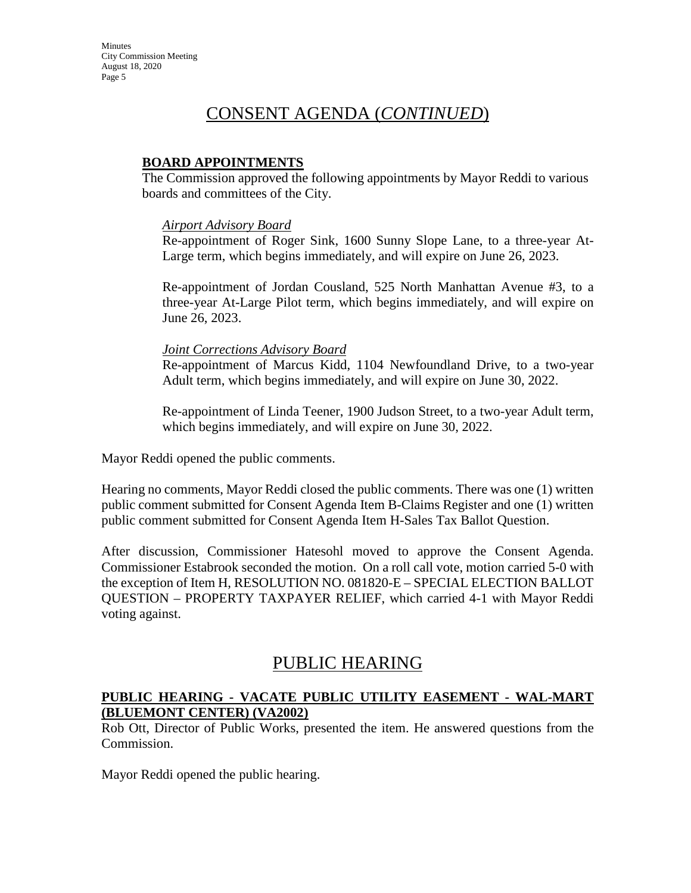# CONSENT AGENDA (*CONTINUED*)

**BOARD APPOINTMENTS**

The Commission approved the following appointments by Mayor Reddi to various boards and committees of the City.

*Airport Advisory Board*

Re-appointment of Roger Sink, 1600 Sunny Slope Lane, to a three-year At-Large term, which begins immediately, and will expire on June 26, 2023.

Re-appointment of Jordan Cousland, 525 North Manhattan Avenue #3, to a three-year At-Large Pilot term, which begins immediately, and will expire on June 26, 2023.

*Joint Corrections Advisory Board*

Re-appointment of Marcus Kidd, 1104 Newfoundland Drive, to a two-year Adult term, which begins immediately, and will expire on June 30, 2022.

Re-appointment of Linda Teener, 1900 Judson Street, to a two-year Adult term, which begins immediately, and will expire on June 30, 2022.

Mayor Reddi opened the public comments.

Hearing no comments, Mayor Reddi closed the public comments. There was one (1) written public comment submitted for Consent Agenda Item B-Claims Register and one (1) written public comment submitted for Consent Agenda Item H-Sales Tax Ballot Question.

After discussion, Commissioner Hatesohl moved to approve the Consent Agenda. Commissioner Estabrook seconded the motion. On a roll call vote, motion carried 5-0 with the exception of Item H, RESOLUTION NO. 081820-E – SPECIAL ELECTION BALLOT QUESTION – PROPERTY TAXPAYER RELIEF, which carried 4-1 with Mayor Reddi voting against.

# PUBLIC HEARING

**PUBLIC HEARING - VACATE PUBLIC UTILITY EASEMENT - WAL-MART (BLUEMONT CENTER) (VA2002)**

Rob Ott, Director of Public Works, presented the item. He answered questions from the Commission.

Mayor Reddi opened the public hearing.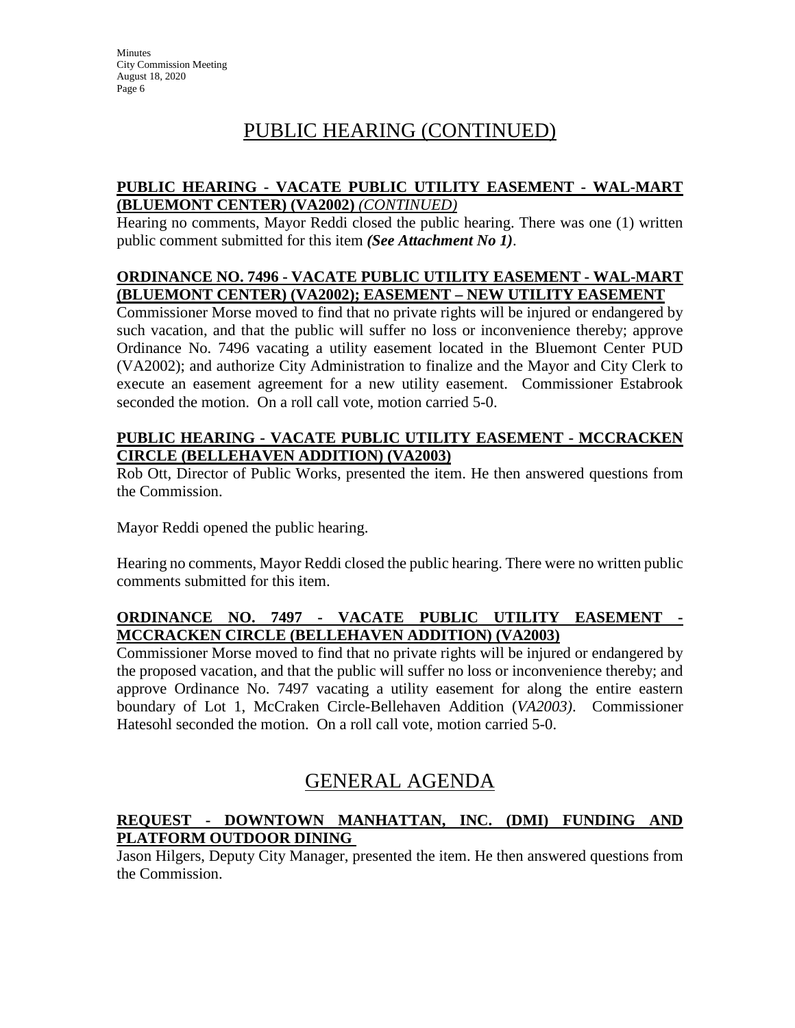# PUBLIC HEARING (CONTINUED)

**PUBLIC HEARING - VACATE PUBLIC UTILITY EASEMENT - WAL-MART (BLUEMONT CENTER) (VA2002)** ***(CONTINUED)***

Hearing no comments, Mayor Reddi closed the public hearing. There was one (1) written public comment submitted for this item ***(See Attachment No 1)***.

**ORDINANCE NO. 7496 - VACATE PUBLIC UTILITY EASEMENT - WAL-MART (BLUEMONT CENTER) (VA2002); EASEMENT – NEW UTILITY EASEMENT**

Commissioner Morse moved to find that no private rights will be injured or endangered by such vacation, and that the public will suffer no loss or inconvenience thereby; approve Ordinance No. 7496 vacating a utility easement located in the Bluemont Center PUD (VA2002); and authorize City Administration to finalize and the Mayor and City Clerk to execute an easement agreement for a new utility easement. Commissioner Estabrook seconded the motion. On a roll call vote, motion carried 5-0.

**PUBLIC HEARING - VACATE PUBLIC UTILITY EASEMENT - MCCRACKEN CIRCLE (BELLEHAVEN ADDITION) (VA2003)**

Rob Ott, Director of Public Works, presented the item. He then answered questions from the Commission.

Mayor Reddi opened the public hearing.

Hearing no comments, Mayor Reddi closed the public hearing. There were no written public comments submitted for this item.

**ORDINANCE NO. 7497 - VACATE PUBLIC UTILITY EASEMENT - MCCRACKEN CIRCLE (BELLEHAVEN ADDITION) (VA2003)**

Commissioner Morse moved to find that no private rights will be injured or endangered by the proposed vacation, and that the public will suffer no loss or inconvenience thereby; and approve Ordinance No. 7497 vacating a utility easement for along the entire eastern boundary of Lot 1, McCraken Circle-Bellehaven Addition (*VA2003)*. Commissioner Hatesohl seconded the motion. On a roll call vote, motion carried 5-0.

# GENERAL AGENDA

**REQUEST - DOWNTOWN MANHATTAN, INC. (DMI) FUNDING AND PLATFORM OUTDOOR DINING**

Jason Hilgers, Deputy City Manager, presented the item. He then answered questions from the Commission.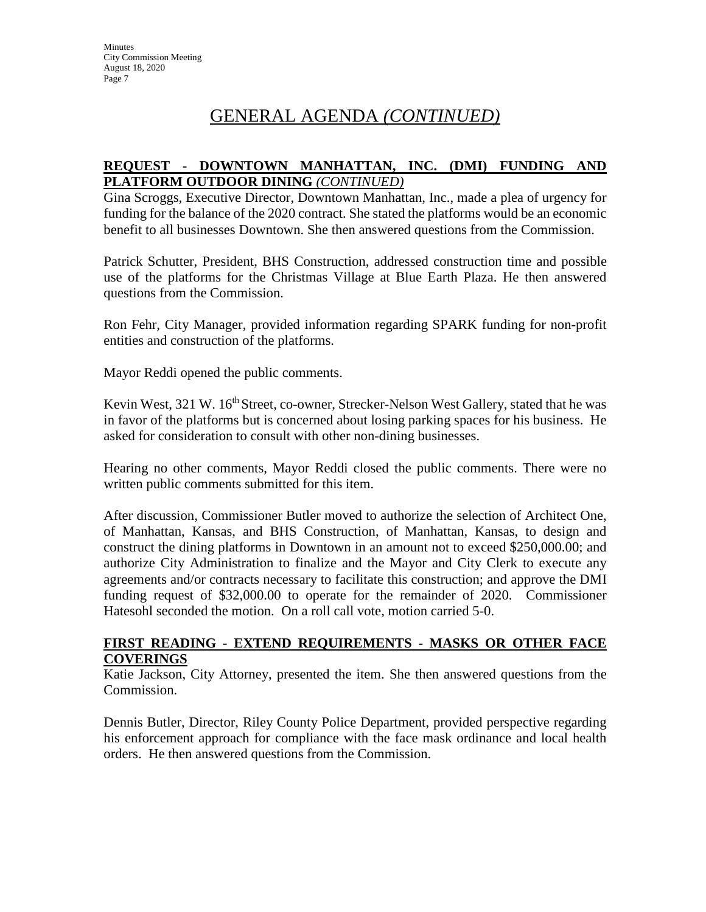# GENERAL AGENDA *(CONTINUED)*

**REQUEST - DOWNTOWN MANHATTAN, INC. (DMI) FUNDING AND PLATFORM OUTDOOR DINING** ***(CONTINUED)***

Gina Scroggs, Executive Director, Downtown Manhattan, Inc., made a plea of urgency for funding for the balance of the 2020 contract. She stated the platforms would be an economic benefit to all businesses Downtown. She then answered questions from the Commission.

Patrick Schutter, President, BHS Construction, addressed construction time and possible use of the platforms for the Christmas Village at Blue Earth Plaza. He then answered questions from the Commission.

Ron Fehr, City Manager, provided information regarding SPARK funding for non-profit entities and construction of the platforms.

Mayor Reddi opened the public comments.

Kevin West, 321 W. 16th Street, co-owner, Strecker-Nelson West Gallery, stated that he was in favor of the platforms but is concerned about losing parking spaces for his business. He asked for consideration to consult with other non-dining businesses.

Hearing no other comments, Mayor Reddi closed the public comments. There were no written public comments submitted for this item.

After discussion, Commissioner Butler moved to authorize the selection of Architect One, of Manhattan, Kansas, and BHS Construction, of Manhattan, Kansas, to design and construct the dining platforms in Downtown in an amount not to exceed $250,000.00; and authorize City Administration to finalize and the Mayor and City Clerk to execute any agreements and/or contracts necessary to facilitate this construction; and approve the DMI funding request of $32,000.00 to operate for the remainder of 2020. Commissioner Hatesohl seconded the motion. On a roll call vote, motion carried 5-0.

**FIRST READING - EXTEND REQUIREMENTS - MASKS OR OTHER FACE COVERINGS**

Katie Jackson, City Attorney, presented the item. She then answered questions from the Commission.

Dennis Butler, Director, Riley County Police Department, provided perspective regarding his enforcement approach for compliance with the face mask ordinance and local health orders. He then answered questions from the Commission.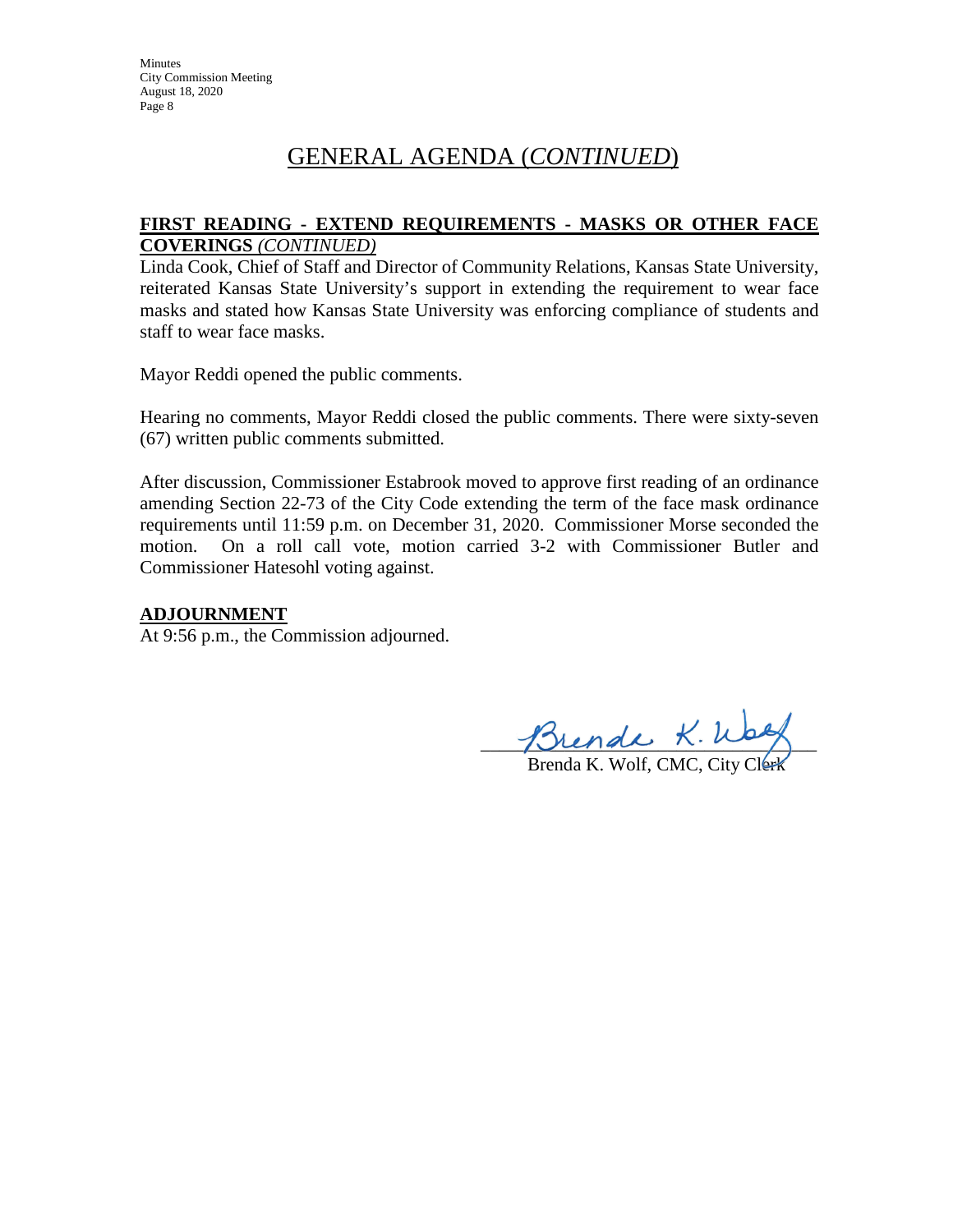## GENERAL AGENDA (*CONTINUED*)

**FIRST READING - EXTEND REQUIREMENTS - MASKS OR OTHER FACE COVERINGS** *(CONTINUED)*

Linda Cook, Chief of Staff and Director of Community Relations, Kansas State University, reiterated Kansas State University's support in extending the requirement to wear face masks and stated how Kansas State University was enforcing compliance of students and staff to wear face masks.

Mayor Reddi opened the public comments.

Hearing no comments, Mayor Reddi closed the public comments. There were sixty-seven (67) written public comments submitted.

After discussion, Commissioner Estabrook moved to approve first reading of an ordinance amending Section 22-73 of the City Code extending the term of the face mask ordinance requirements until 11:59 p.m. on December 31, 2020. Commissioner Morse seconded the motion. On a roll call vote, motion carried 3-2 with Commissioner Butler and Commissioner Hatesohl voting against.

**ADJOURNMENT**

At 9:56 p.m., the Commission adjourned.

Brenda K. Wolf

Brenda K. Wolf, CMC, City Clerk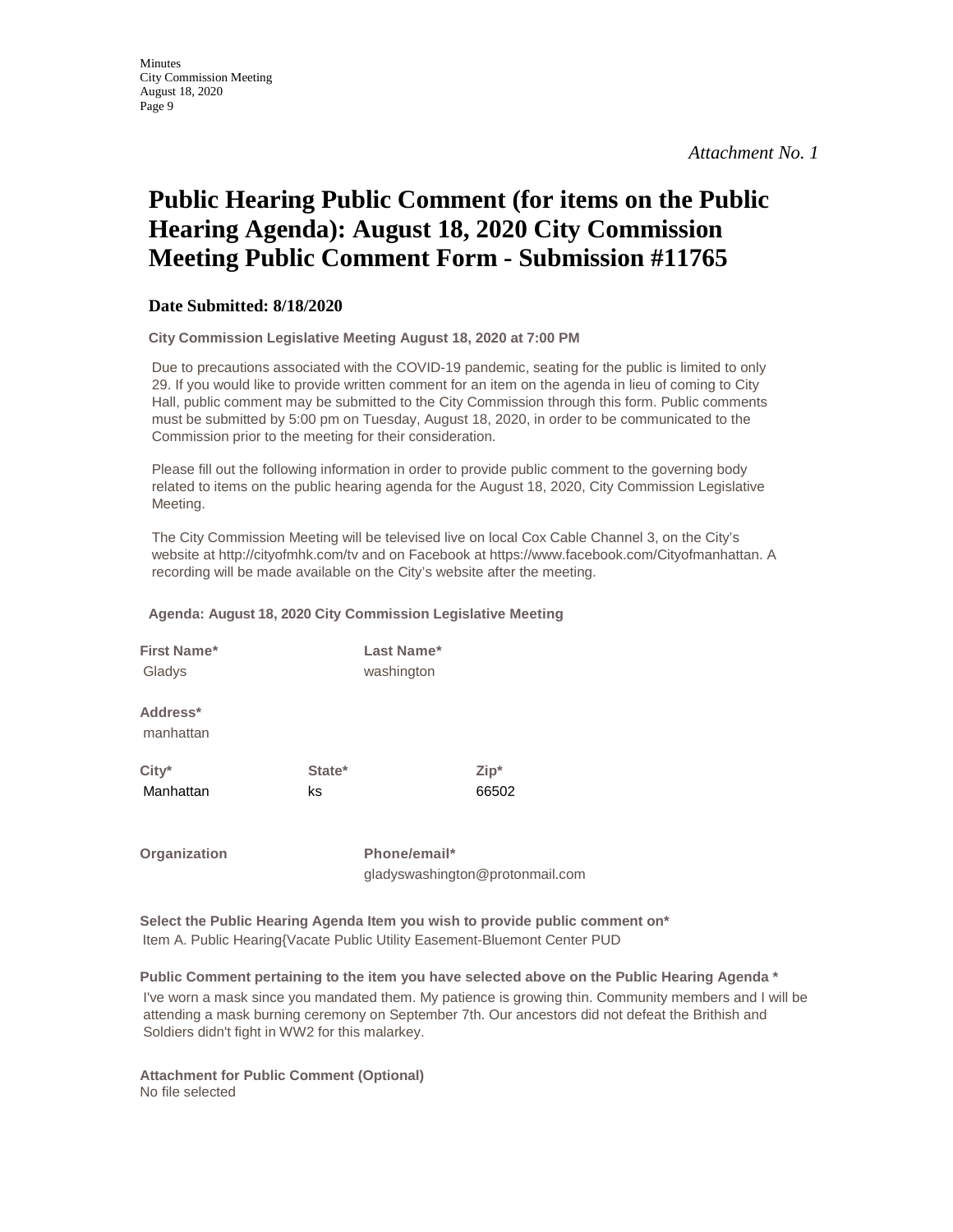*Attachment No. 1*

# Public Hearing Public Comment (for items on the Public Hearing Agenda): August 18, 2020 City Commission Meeting Public Comment Form - Submission #11765

**Date Submitted: 8/18/2020**

**City Commission Legislative Meeting August 18, 2020 at 7:00 PM**

Due to precautions associated with the COVID-19 pandemic, seating for the public is limited to only 29. If you would like to provide written comment for an item on the agenda in lieu of coming to City Hall, public comment may be submitted to the City Commission through this form. Public comments must be submitted by 5:00 pm on Tuesday, August 18, 2020, in order to be communicated to the Commission prior to the meeting for their consideration.

Please fill out the following information in order to provide public comment to the governing body related to items on the public hearing agenda for the August 18, 2020, City Commission Legislative Meeting.

The City Commission Meeting will be televised live on local Cox Cable Channel 3, on the City's website at http://cityofmhk.com/tv and on Facebook at https://www.facebook.com/Cityofmanhattan. A recording will be made available on the City's website after the meeting.

**Agenda: August 18, 2020 City Commission Legislative Meeting**

**First Name***
Gladys

**Last Name***
washington

**Address***
manhattan

**City***
Manhattan

**State***
ks

**Zip***
66502

**Organization**

**Phone/email***
gladyswashington@protonmail.com

**Select the Public Hearing Agenda Item you wish to provide public comment on***
Item A. Public Hearing{Vacate Public Utility Easement-Bluemont Center PUD

**Public Comment pertaining to the item you have selected above on the Public Hearing Agenda ***
I've worn a mask since you mandated them. My patience is growing thin. Community members and I will be attending a mask burning ceremony on September 7th. Our ancestors did not defeat the Brithish and Soldiers didn't fight in WW2 for this malarkey.

**Attachment for Public Comment (Optional)**
No file selected